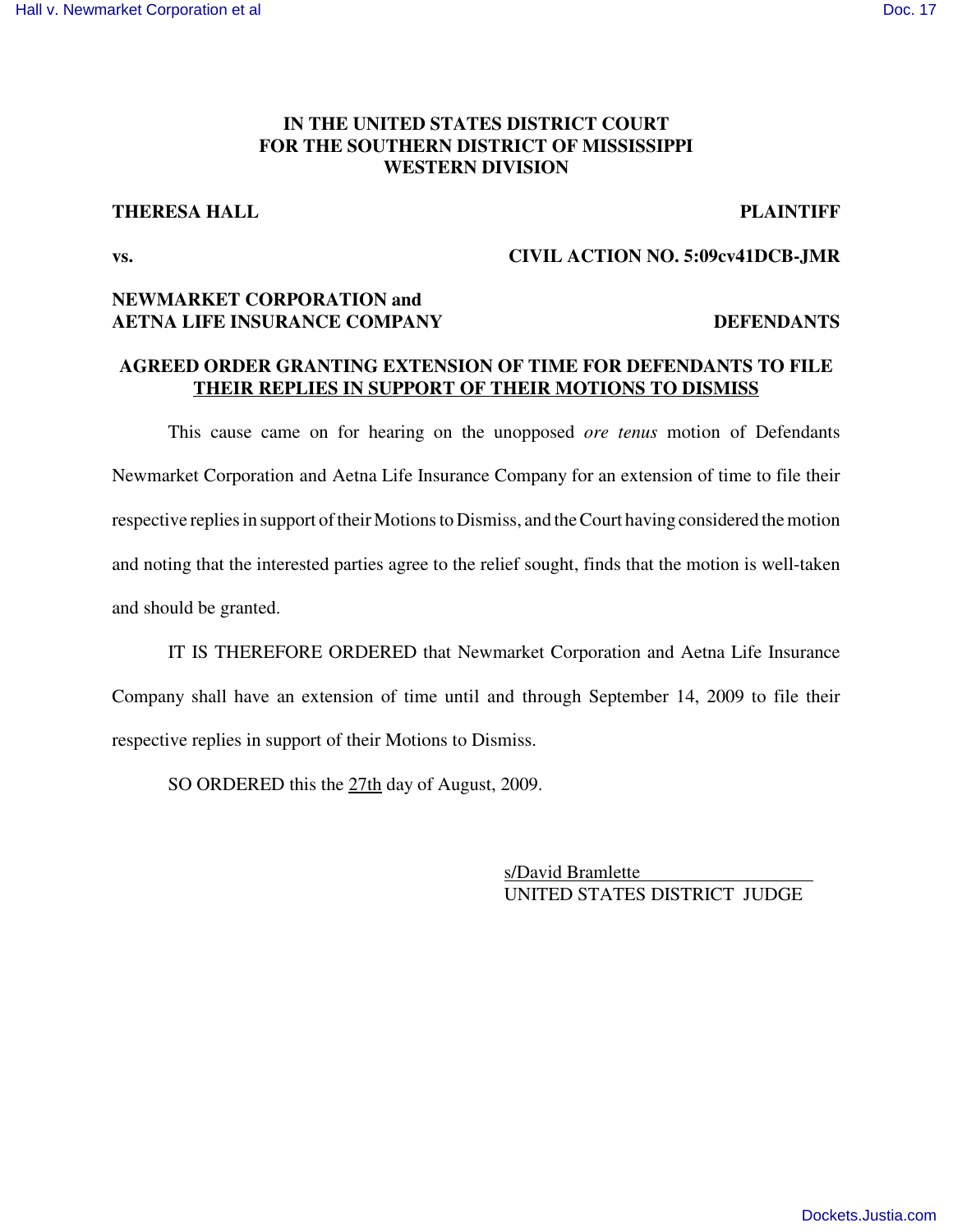# IN THE UNITED STATES DISTRICT COURT FOR THE SOUTHERN DISTRICT OF MISSISSIPPI WESTERN DIVISION

**THERESA HALL** **PLAINTIFF**

**vs.** **CIVIL ACTION NO. 5:09cv41DCB-JMR**

**NEWMARKET CORPORATION and AETNA LIFE INSURANCE COMPANY** **DEFENDANTS**

## AGREED ORDER GRANTING EXTENSION OF TIME FOR DEFENDANTS TO FILE THEIR REPLIES IN SUPPORT OF THEIR MOTIONS TO DISMISS

This cause came on for hearing on the unopposed *ore tenus* motion of Defendants Newmarket Corporation and Aetna Life Insurance Company for an extension of time to file their respective replies in support of their Motions to Dismiss, and the Court having considered the motion and noting that the interested parties agree to the relief sought, finds that the motion is well-taken and should be granted.

IT IS THEREFORE ORDERED that Newmarket Corporation and Aetna Life Insurance Company shall have an extension of time until and through September 14, 2009 to file their respective replies in support of their Motions to Dismiss.

SO ORDERED this the 27th day of August, 2009.

s/David Bramlette
UNITED STATES DISTRICT JUDGE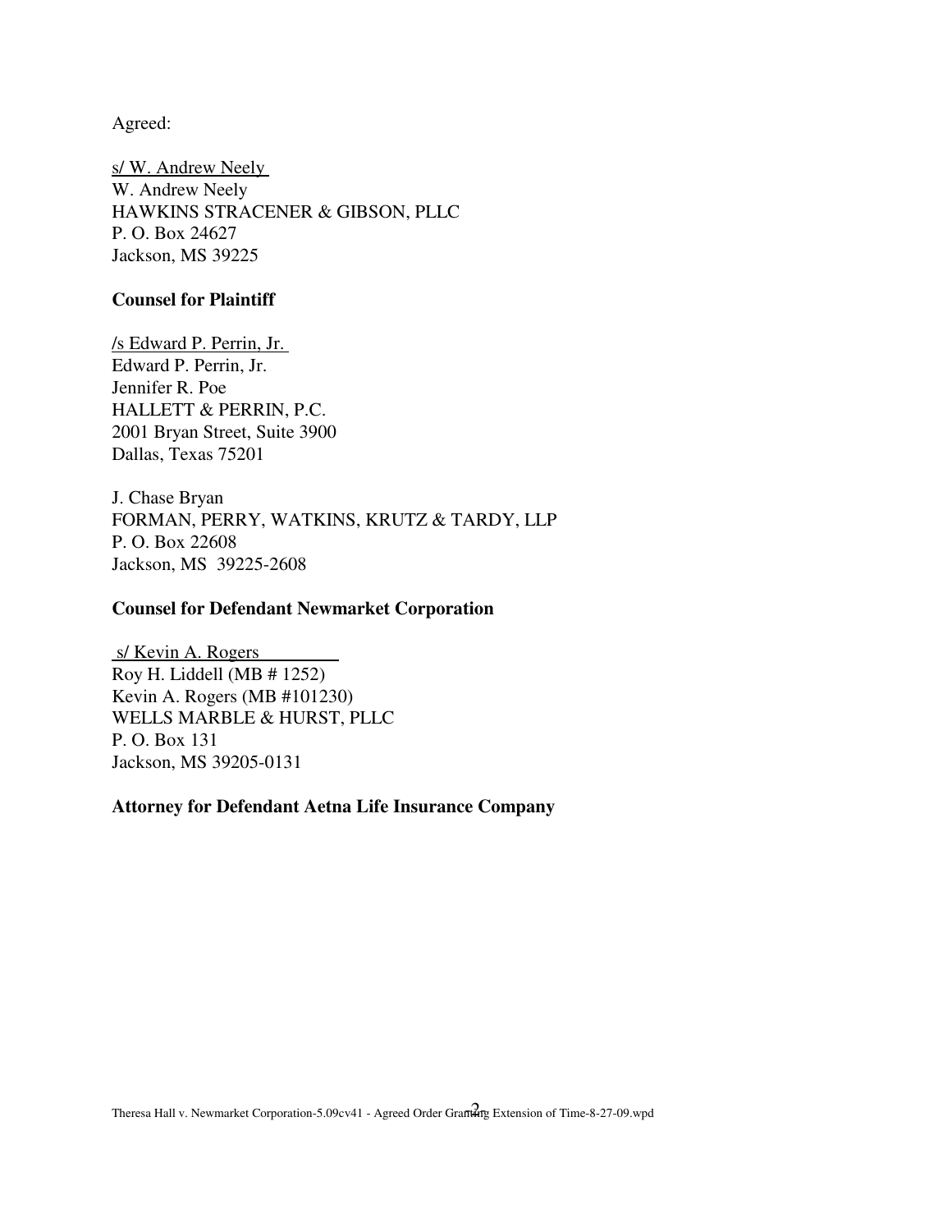Agreed:

s/ W. Andrew Neely
W. Andrew Neely
HAWKINS STRACENER & GIBSON, PLLC
P. O. Box 24627
Jackson, MS 39225

**Counsel for Plaintiff**

/s Edward P. Perrin, Jr.
Edward P. Perrin, Jr.
Jennifer R. Poe
HALLETT & PERRIN, P.C.
2001 Bryan Street, Suite 3900
Dallas, Texas 75201

J. Chase Bryan
FORMAN, PERRY, WATKINS, KRUTZ & TARDY, LLP
P. O. Box 22608
Jackson, MS 39225-2608

**Counsel for Defendant Newmarket Corporation**

s/ Kevin A. Rogers
Roy H. Liddell (MB # 1252)
Kevin A. Rogers (MB #101230)
WELLS MARBLE & HURST, PLLC
P. O. Box 131
Jackson, MS 39205-0131

**Attorney for Defendant Aetna Life Insurance Company**